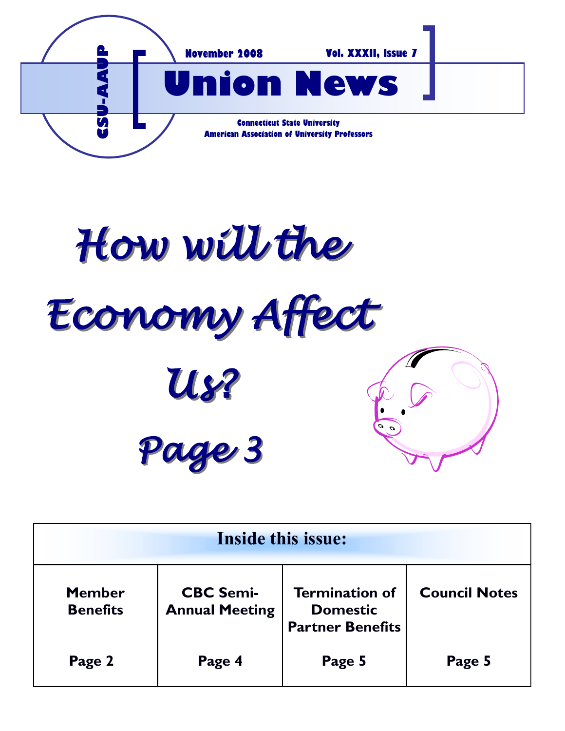CSU-AAUP

November 2008 Vol. XXXII, Issue 7

# Union News

**Connecticut State University**
**American Association of University Professors**

## *How will the Economy Affect Us?*

## *Page 3*

| Inside this issue: | | | |
|---|---|---|---|
| **Member Benefits** | **CBC Semi-Annual Meeting** | **Termination of Domestic Partner Benefits** | **Council Notes** |
| **Page 2** | **Page 4** | **Page 5** | **Page 5** |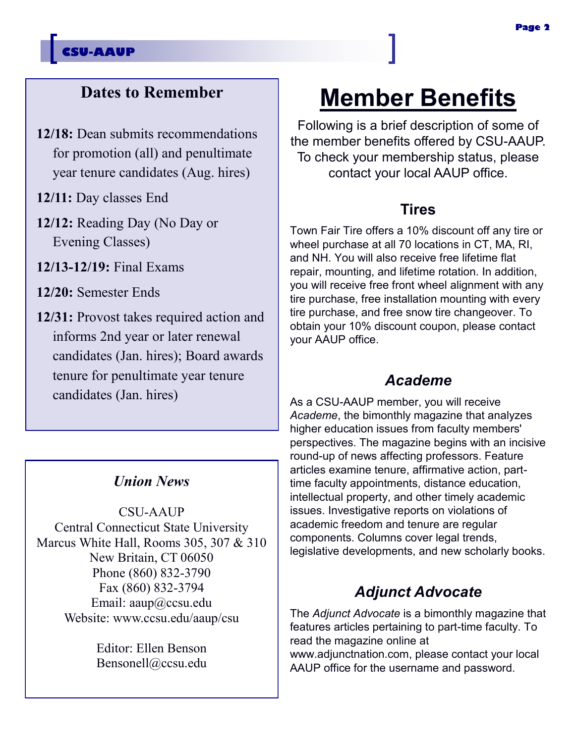## Dates to Remember

**12/18:** Dean submits recommendations for promotion (all) and penultimate year tenure candidates (Aug. hires)

**12/11:** Day classes End

**12/12:** Reading Day (No Day or Evening Classes)

**12/13-12/19:** Final Exams

**12/20:** Semester Ends

**12/31:** Provost takes required action and informs 2nd year or later renewal candidates (Jan. hires); Board awards tenure for penultimate year tenure candidates (Jan. hires)

### *Union News*

CSU-AAUP
Central Connecticut State University
Marcus White Hall, Rooms 305, 307 & 310
New Britain, CT 06050
Phone (860) 832-3790
Fax (860) 832-3794
Email: aaup@ccsu.edu
Website: www.ccsu.edu/aaup/csu

Editor: Ellen Benson
Bensonell@ccsu.edu

# Member Benefits

Following is a brief description of some of the member benefits offered by CSU-AAUP. To check your membership status, please contact your local AAUP office.

### Tires

Town Fair Tire offers a 10% discount off any tire or wheel purchase at all 70 locations in CT, MA, RI, and NH. You will also receive free lifetime flat repair, mounting, and lifetime rotation. In addition, you will receive free front wheel alignment with any tire purchase, free installation mounting with every tire purchase, and free snow tire changeover. To obtain your 10% discount coupon, please contact your AAUP office.

### *Academe*

As a CSU-AAUP member, you will receive *Academe*, the bimonthly magazine that analyzes higher education issues from faculty members' perspectives. The magazine begins with an incisive round-up of news affecting professors. Feature articles examine tenure, affirmative action, part-time faculty appointments, distance education, intellectual property, and other timely academic issues. Investigative reports on violations of academic freedom and tenure are regular components. Columns cover legal trends, legislative developments, and new scholarly books.

### *Adjunct Advocate*

The *Adjunct Advocate* is a bimonthly magazine that features articles pertaining to part-time faculty. To read the magazine online at www.adjunctnation.com, please contact your local AAUP office for the username and password.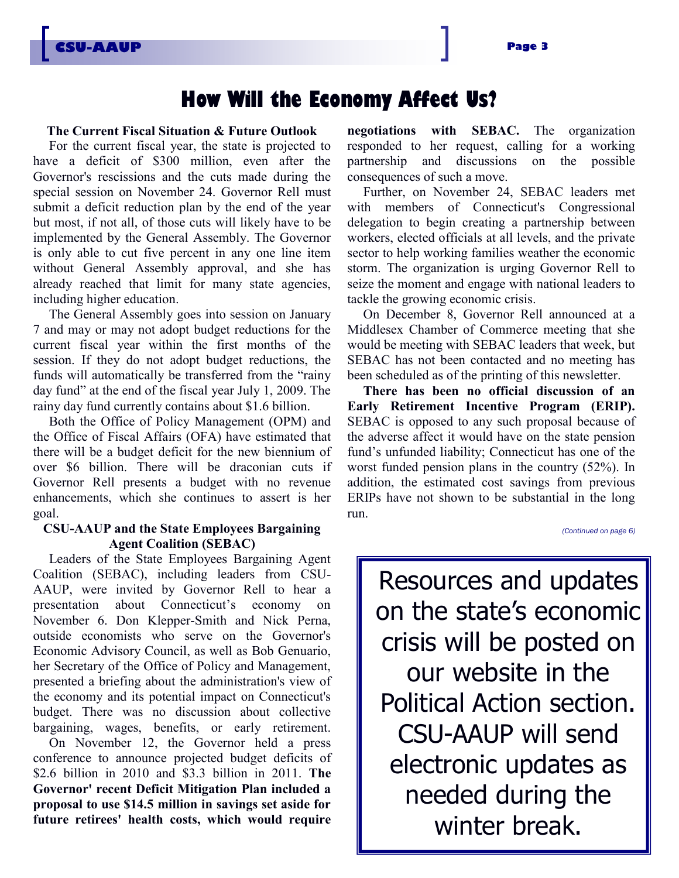# How Will the Economy Affect Us?

### The Current Fiscal Situation & Future Outlook

For the current fiscal year, the state is projected to have a deficit of $300 million, even after the Governor's rescissions and the cuts made during the special session on November 24. Governor Rell must submit a deficit reduction plan by the end of the year but most, if not all, of those cuts will likely have to be implemented by the General Assembly. The Governor is only able to cut five percent in any one line item without General Assembly approval, and she has already reached that limit for many state agencies, including higher education.

The General Assembly goes into session on January 7 and may or may not adopt budget reductions for the current fiscal year within the first months of the session. If they do not adopt budget reductions, the funds will automatically be transferred from the "rainy day fund" at the end of the fiscal year July 1, 2009. The rainy day fund currently contains about $1.6 billion.

Both the Office of Policy Management (OPM) and the Office of Fiscal Affairs (OFA) have estimated that there will be a budget deficit for the new biennium of over $6 billion. There will be draconian cuts if Governor Rell presents a budget with no revenue enhancements, which she continues to assert is her goal.

### CSU-AAUP and the State Employees Bargaining Agent Coalition (SEBAC)

Leaders of the State Employees Bargaining Agent Coalition (SEBAC), including leaders from CSU-AAUP, were invited by Governor Rell to hear a presentation about Connecticut's economy on November 6. Don Klepper-Smith and Nick Perna, outside economists who serve on the Governor's Economic Advisory Council, as well as Bob Genuario, her Secretary of the Office of Policy and Management, presented a briefing about the administration's view of the economy and its potential impact on Connecticut's budget. There was no discussion about collective bargaining, wages, benefits, or early retirement.

On November 12, the Governor held a press conference to announce projected budget deficits of $2.6 billion in 2010 and $3.3 billion in 2011. **The Governor' recent Deficit Mitigation Plan included a proposal to use $14.5 million in savings set aside for future retirees' health costs, which would require negotiations with SEBAC.** The organization responded to her request, calling for a working partnership and discussions on the possible consequences of such a move.

Further, on November 24, SEBAC leaders met with members of Connecticut's Congressional delegation to begin creating a partnership between workers, elected officials at all levels, and the private sector to help working families weather the economic storm. The organization is urging Governor Rell to seize the moment and engage with national leaders to tackle the growing economic crisis.

On December 8, Governor Rell announced at a Middlesex Chamber of Commerce meeting that she would be meeting with SEBAC leaders that week, but SEBAC has not been contacted and no meeting has been scheduled as of the printing of this newsletter.

**There has been no official discussion of an Early Retirement Incentive Program (ERIP).** SEBAC is opposed to any such proposal because of the adverse affect it would have on the state pension fund's unfunded liability; Connecticut has one of the worst funded pension plans in the country (52%). In addition, the estimated cost savings from previous ERIPs have not shown to be substantial in the long run.

*(Continued on page 6)*

Resources and updates on the state's economic crisis will be posted on our website in the Political Action section. CSU-AAUP will send electronic updates as needed during the winter break.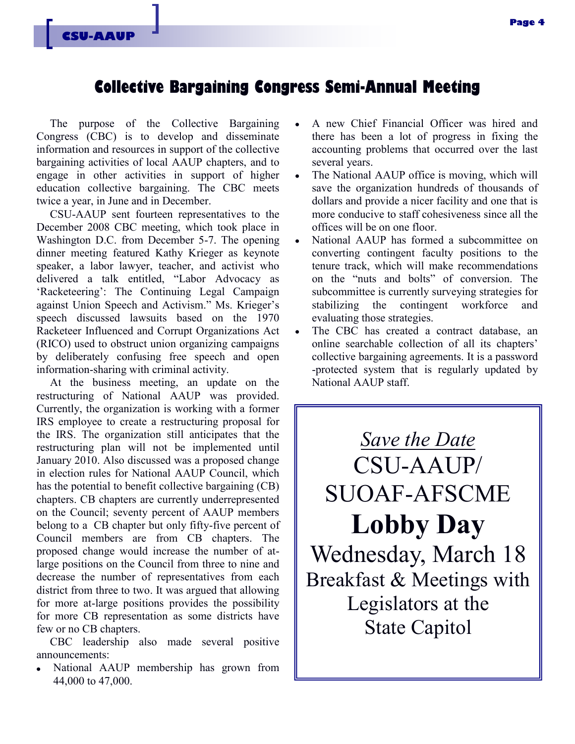# Collective Bargaining Congress Semi-Annual Meeting

The purpose of the Collective Bargaining Congress (CBC) is to develop and disseminate information and resources in support of the collective bargaining activities of local AAUP chapters, and to engage in other activities in support of higher education collective bargaining. The CBC meets twice a year, in June and in December.

CSU-AAUP sent fourteen representatives to the December 2008 CBC meeting, which took place in Washington D.C. from December 5-7. The opening dinner meeting featured Kathy Krieger as keynote speaker, a labor lawyer, teacher, and activist who delivered a talk entitled, "Labor Advocacy as 'Racketeering': The Continuing Legal Campaign against Union Speech and Activism." Ms. Krieger's speech discussed lawsuits based on the 1970 Racketeer Influenced and Corrupt Organizations Act (RICO) used to obstruct union organizing campaigns by deliberately confusing free speech and open information-sharing with criminal activity.

At the business meeting, an update on the restructuring of National AAUP was provided. Currently, the organization is working with a former IRS employee to create a restructuring proposal for the IRS. The organization still anticipates that the restructuring plan will not be implemented until January 2010. Also discussed was a proposed change in election rules for National AAUP Council, which has the potential to benefit collective bargaining (CB) chapters. CB chapters are currently underrepresented on the Council; seventy percent of AAUP members belong to a CB chapter but only fifty-five percent of Council members are from CB chapters. The proposed change would increase the number of at-large positions on the Council from three to nine and decrease the number of representatives from each district from three to two. It was argued that allowing for more at-large positions provides the possibility for more CB representation as some districts have few or no CB chapters.

CBC leadership also made several positive announcements:

- National AAUP membership has grown from 44,000 to 47,000.
- A new Chief Financial Officer was hired and there has been a lot of progress in fixing the accounting problems that occurred over the last several years.
- The National AAUP office is moving, which will save the organization hundreds of thousands of dollars and provide a nicer facility and one that is more conducive to staff cohesiveness since all the offices will be on one floor.
- National AAUP has formed a subcommittee on converting contingent faculty positions to the tenure track, which will make recommendations on the "nuts and bolts" of conversion. The subcommittee is currently surveying strategies for stabilizing the contingent workforce and evaluating those strategies.
- The CBC has created a contract database, an online searchable collection of all its chapters' collective bargaining agreements. It is a password -protected system that is regularly updated by National AAUP staff.

*Save the Date*

CSU-AAUP/ SUOAF-AFSCME

**Lobby Day**

Wednesday, March 18

Breakfast & Meetings with Legislators at the State Capitol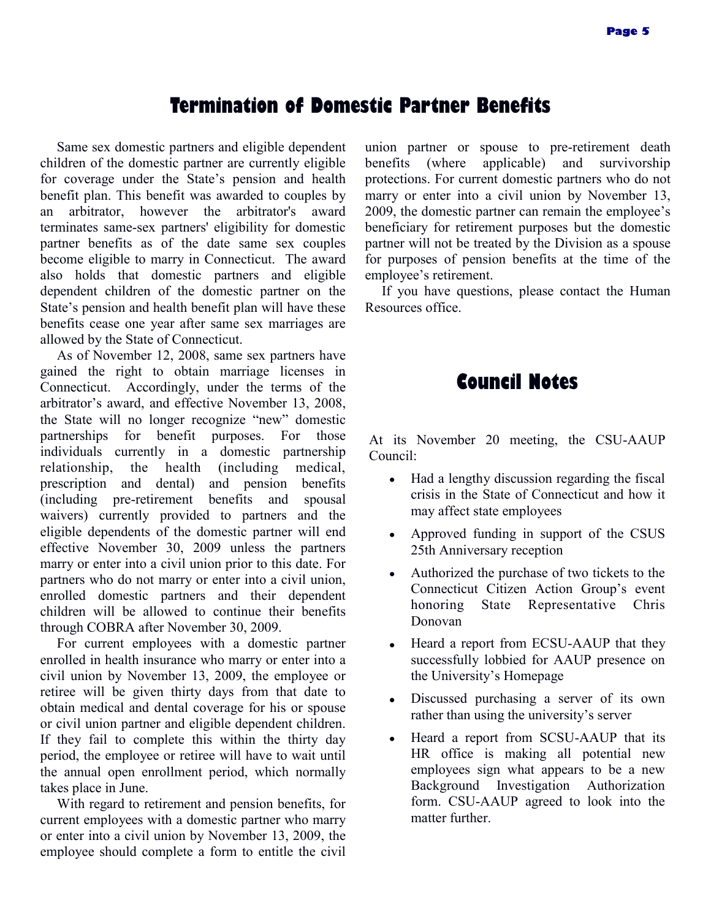## Termination of Domestic Partner Benefits

Same sex domestic partners and eligible dependent children of the domestic partner are currently eligible for coverage under the State's pension and health benefit plan. This benefit was awarded to couples by an arbitrator, however the arbitrator's award terminates same-sex partners' eligibility for domestic partner benefits as of the date same sex couples become eligible to marry in Connecticut. The award also holds that domestic partners and eligible dependent children of the domestic partner on the State's pension and health benefit plan will have these benefits cease one year after same sex marriages are allowed by the State of Connecticut.

As of November 12, 2008, same sex partners have gained the right to obtain marriage licenses in Connecticut. Accordingly, under the terms of the arbitrator's award, and effective November 13, 2008, the State will no longer recognize "new" domestic partnerships for benefit purposes. For those individuals currently in a domestic partnership relationship, the health (including medical, prescription and dental) and pension benefits (including pre-retirement benefits and spousal waivers) currently provided to partners and the eligible dependents of the domestic partner will end effective November 30, 2009 unless the partners marry or enter into a civil union prior to this date. For partners who do not marry or enter into a civil union, enrolled domestic partners and their dependent children will be allowed to continue their benefits through COBRA after November 30, 2009.

For current employees with a domestic partner enrolled in health insurance who marry or enter into a civil union by November 13, 2009, the employee or retiree will be given thirty days from that date to obtain medical and dental coverage for his or spouse or civil union partner and eligible dependent children. If they fail to complete this within the thirty day period, the employee or retiree will have to wait until the annual open enrollment period, which normally takes place in June.

With regard to retirement and pension benefits, for current employees with a domestic partner who marry or enter into a civil union by November 13, 2009, the employee should complete a form to entitle the civil union partner or spouse to pre-retirement death benefits (where applicable) and survivorship protections. For current domestic partners who do not marry or enter into a civil union by November 13, 2009, the domestic partner can remain the employee's beneficiary for retirement purposes but the domestic partner will not be treated by the Division as a spouse for purposes of pension benefits at the time of the employee's retirement.

If you have questions, please contact the Human Resources office.

## Council Notes

At its November 20 meeting, the CSU-AAUP Council:

- Had a lengthy discussion regarding the fiscal crisis in the State of Connecticut and how it may affect state employees
- Approved funding in support of the CSUS 25th Anniversary reception
- Authorized the purchase of two tickets to the Connecticut Citizen Action Group's event honoring State Representative Chris Donovan
- Heard a report from ECSU-AAUP that they successfully lobbied for AAUP presence on the University's Homepage
- Discussed purchasing a server of its own rather than using the university's server
- Heard a report from SCSU-AAUP that its HR office is making all potential new employees sign what appears to be a new Background Investigation Authorization form. CSU-AAUP agreed to look into the matter further.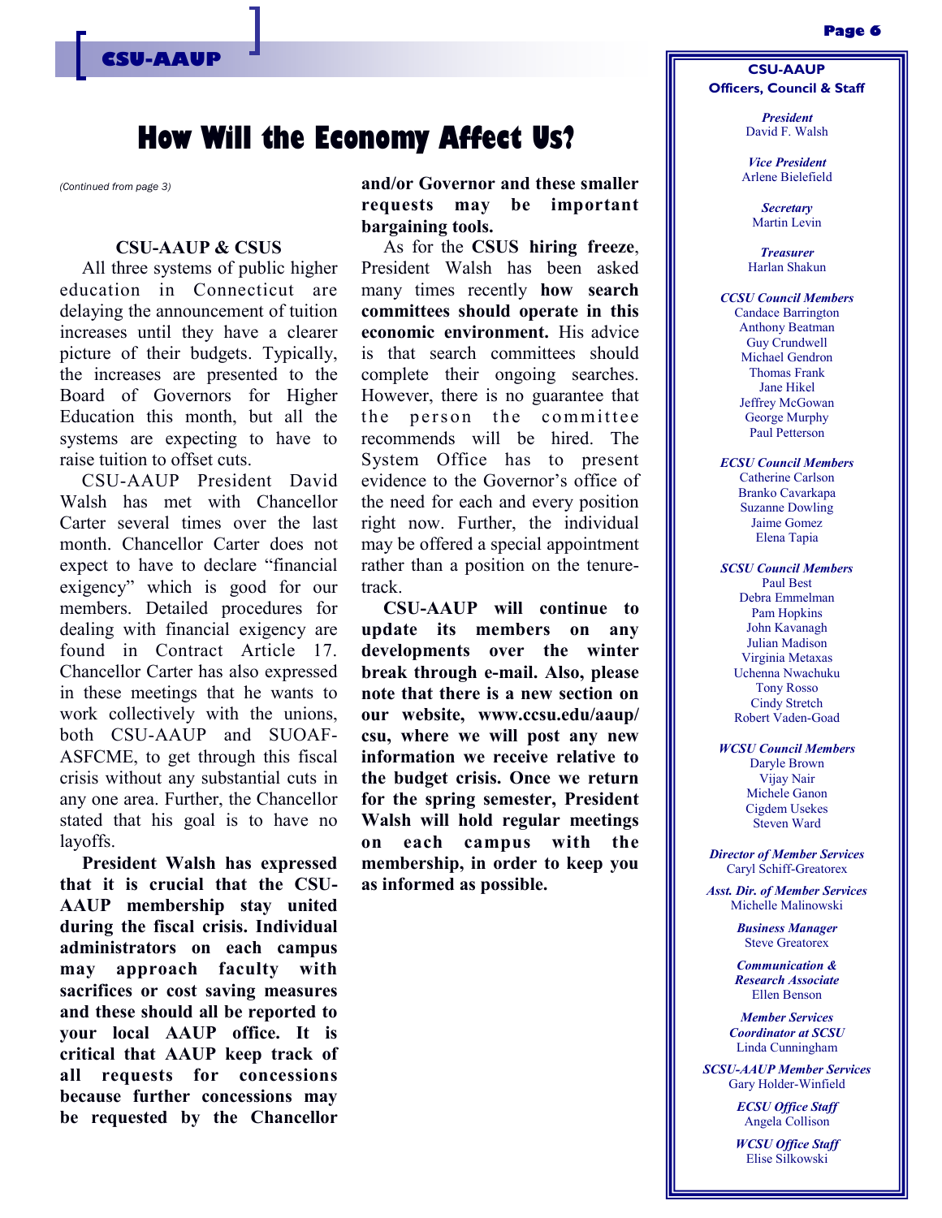// CSU-AAUP header omitted as running header

# How Will the Economy Affect Us?

*(Continued from page 3)*

### CSU-AAUP & CSUS

All three systems of public higher education in Connecticut are delaying the announcement of tuition increases until they have a clearer picture of their budgets. Typically, the increases are presented to the Board of Governors for Higher Education this month, but all the systems are expecting to have to raise tuition to offset cuts.

CSU-AAUP President David Walsh has met with Chancellor Carter several times over the last month. Chancellor Carter does not expect to have to declare "financial exigency" which is good for our members. Detailed procedures for dealing with financial exigency are found in Contract Article 17. Chancellor Carter has also expressed in these meetings that he wants to work collectively with the unions, both CSU-AAUP and SUOAF-ASFCME, to get through this fiscal crisis without any substantial cuts in any one area. Further, the Chancellor stated that his goal is to have no layoffs.

**President Walsh has expressed that it is crucial that the CSU-AAUP membership stay united during the fiscal crisis. Individual administrators on each campus may approach faculty with sacrifices or cost saving measures and these should all be reported to your local AAUP office. It is critical that AAUP keep track of all requests for concessions because further concessions may be requested by the Chancellor and/or Governor and these smaller requests may be important bargaining tools.**

As for the **CSUS hiring freeze**, President Walsh has been asked many times recently **how search committees should operate in this economic environment.** His advice is that search committees should complete their ongoing searches. However, there is no guarantee that the person the committee recommends will be hired. The System Office has to present evidence to the Governor's office of the need for each and every position right now. Further, the individual may be offered a special appointment rather than a position on the tenure-track.

**CSU-AAUP will continue to update its members on any developments over the winter break through e-mail. Also, please note that there is a new section on our website, www.ccsu.edu/aaup/csu, where we will post any new information we receive relative to the budget crisis. Once we return for the spring semester, President Walsh will hold regular meetings on each campus with the membership, in order to keep you as informed as possible.**

---

**CSU-AAUP**
**Officers, Council & Staff**

***President***
David F. Walsh

***Vice President***
Arlene Bielefield

***Secretary***
Martin Levin

***Treasurer***
Harlan Shakun

***CCSU Council Members***
Candace Barrington
Anthony Beatman
Guy Crundwell
Michael Gendron
Thomas Frank
Jane Hikel
Jeffrey McGowan
George Murphy
Paul Petterson

***ECSU Council Members***
Catherine Carlson
Branko Cavarkapa
Suzanne Dowling
Jaime Gomez
Elena Tapia

***SCSU Council Members***
Paul Best
Debra Emmelman
Pam Hopkins
John Kavanagh
Julian Madison
Virginia Metaxas
Uchenna Nwachuku
Tony Rosso
Cindy Stretch
Robert Vaden-Goad

***WCSU Council Members***
Daryle Brown
Vijay Nair
Michele Ganon
Cigdem Usekes
Steven Ward

***Director of Member Services***
Caryl Schiff-Greatorex

***Asst. Dir. of Member Services***
Michelle Malinowski

***Business Manager***
Steve Greatorex

***Communication & Research Associate***
Ellen Benson

***Member Services Coordinator at SCSU***
Linda Cunningham

***SCSU-AAUP Member Services***
Gary Holder-Winfield

***ECSU Office Staff***
Angela Collison

***WCSU Office Staff***
Elise Silkowski